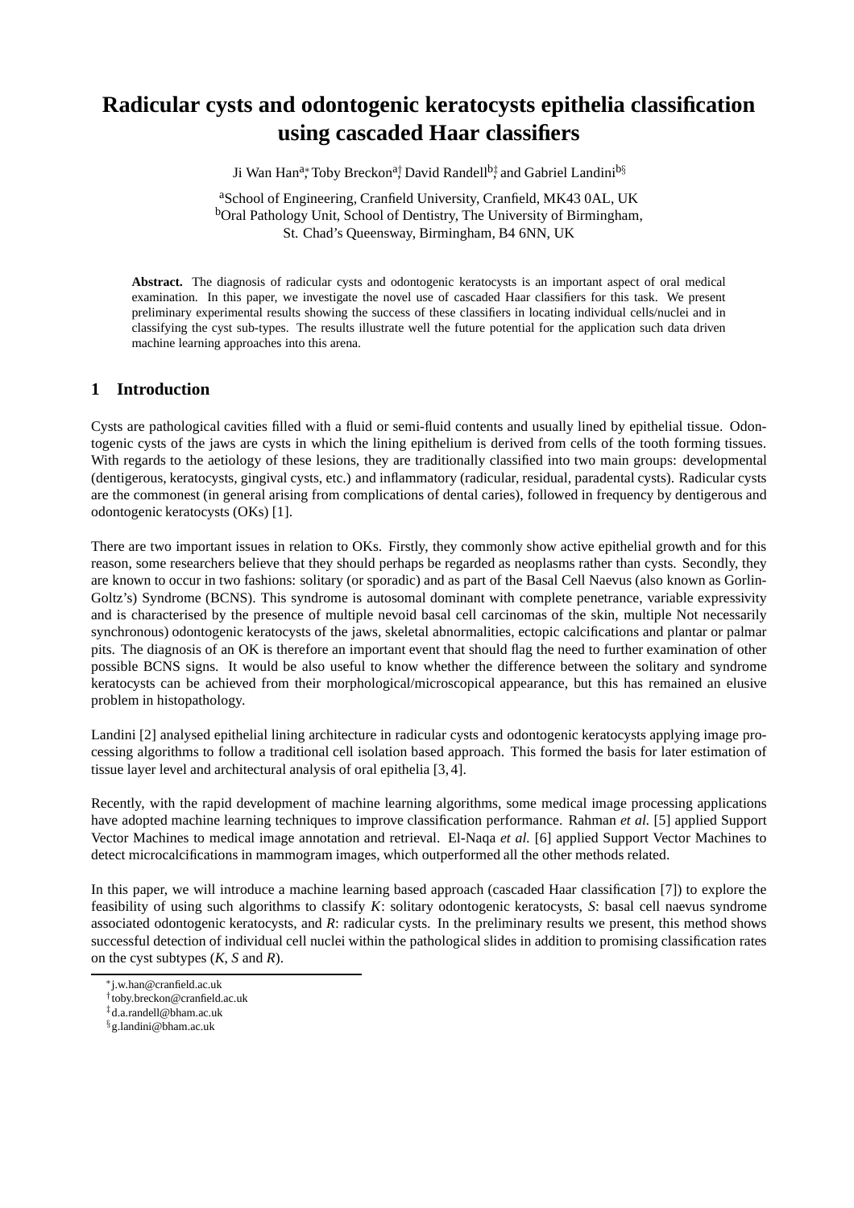# Radicular cysts and odontogenic keratocysts epithelia classification using cascaded Haar classifiers

Ji Wan Han[a,*], Toby Breckon[a,†], David Randell[b,‡] and Gabriel Landini[b,§]

[a]School of Engineering, Cranfield University, Cranfield, MK43 0AL, UK
[b]Oral Pathology Unit, School of Dentistry, The University of Birmingham, St. Chad's Queensway, Birmingham, B4 6NN, UK

**Abstract.** The diagnosis of radicular cysts and odontogenic keratocysts is an important aspect of oral medical examination. In this paper, we investigate the novel use of cascaded Haar classifiers for this task. We present preliminary experimental results showing the success of these classifiers in locating individual cells/nuclei and in classifying the cyst sub-types. The results illustrate well the future potential for the application such data driven machine learning approaches into this arena.

## 1 Introduction

Cysts are pathological cavities filled with a fluid or semi-fluid contents and usually lined by epithelial tissue. Odontogenic cysts of the jaws are cysts in which the lining epithelium is derived from cells of the tooth forming tissues. With regards to the aetiology of these lesions, they are traditionally classified into two main groups: developmental (dentigerous, keratocysts, gingival cysts, etc.) and inflammatory (radicular, residual, paradental cysts). Radicular cysts are the commonest (in general arising from complications of dental caries), followed in frequency by dentigerous and odontogenic keratocysts (OKs) [1].

There are two important issues in relation to OKs. Firstly, they commonly show active epithelial growth and for this reason, some researchers believe that they should perhaps be regarded as neoplasms rather than cysts. Secondly, they are known to occur in two fashions: solitary (or sporadic) and as part of the Basal Cell Naevus (also known as Gorlin-Goltz's) Syndrome (BCNS). This syndrome is autosomal dominant with complete penetrance, variable expressivity and is characterised by the presence of multiple nevoid basal cell carcinomas of the skin, multiple Not necessarily synchronous) odontogenic keratocysts of the jaws, skeletal abnormalities, ectopic calcifications and plantar or palmar pits. The diagnosis of an OK is therefore an important event that should flag the need to further examination of other possible BCNS signs. It would be also useful to know whether the difference between the solitary and syndrome keratocysts can be achieved from their morphological/microscopical appearance, but this has remained an elusive problem in histopathology.

Landini [2] analysed epithelial lining architecture in radicular cysts and odontogenic keratocysts applying image processing algorithms to follow a traditional cell isolation based approach. This formed the basis for later estimation of tissue layer level and architectural analysis of oral epithelia [3, 4].

Recently, with the rapid development of machine learning algorithms, some medical image processing applications have adopted machine learning techniques to improve classification performance. Rahman *et al.* [5] applied Support Vector Machines to medical image annotation and retrieval. El-Naqa *et al.* [6] applied Support Vector Machines to detect microcalcifications in mammogram images, which outperformed all the other methods related.

In this paper, we will introduce a machine learning based approach (cascaded Haar classification [7]) to explore the feasibility of using such algorithms to classify *K*: solitary odontogenic keratocysts, *S*: basal cell naevus syndrome associated odontogenic keratocysts, and *R*: radicular cysts. In the preliminary results we present, this method shows successful detection of individual cell nuclei within the pathological slides in addition to promising classification rates on the cyst subtypes (*K*, *S* and *R*).

[*] j.w.han@cranfield.ac.uk
[†] toby.breckon@cranfield.ac.uk
[‡] d.a.randell@bham.ac.uk
[§] g.landini@bham.ac.uk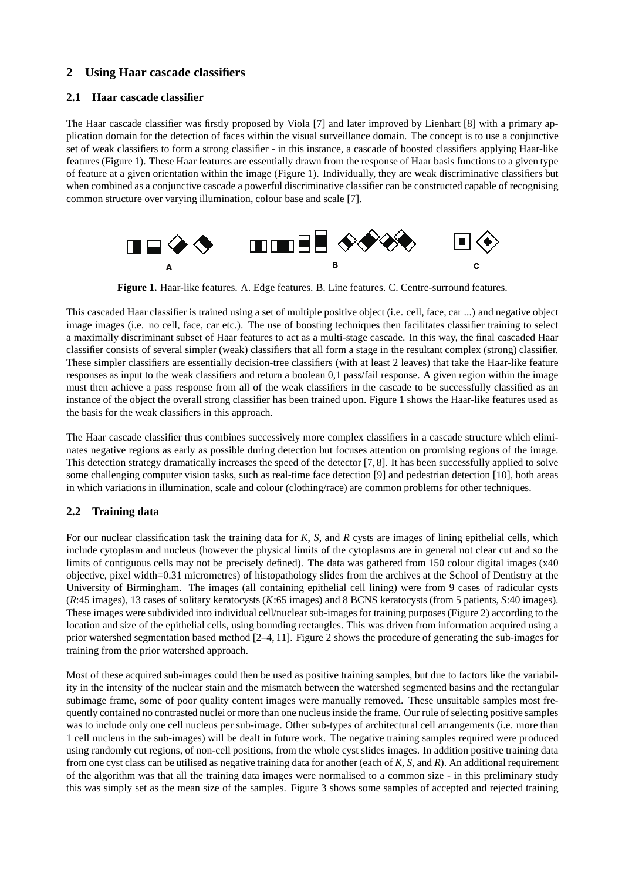## 2 Using Haar cascade classifiers

### 2.1 Haar cascade classifier

The Haar cascade classifier was firstly proposed by Viola [7] and later improved by Lienhart [8] with a primary application domain for the detection of faces within the visual surveillance domain. The concept is to use a conjunctive set of weak classifiers to form a strong classifier - in this instance, a cascade of boosted classifiers applying Haar-like features (Figure 1). These Haar features are essentially drawn from the response of Haar basis functions to a given type of feature at a given orientation within the image (Figure 1). Individually, they are weak discriminative classifiers but when combined as a conjunctive cascade a powerful discriminative classifier can be constructed capable of recognising common structure over varying illumination, colour base and scale [7].

**Figure 1.** Haar-like features. A. Edge features. B. Line features. C. Centre-surround features.

This cascaded Haar classifier is trained using a set of multiple positive object (i.e. cell, face, car ...) and negative object image images (i.e. no cell, face, car etc.). The use of boosting techniques then facilitates classifier training to select a maximally discriminant subset of Haar features to act as a multi-stage cascade. In this way, the final cascaded Haar classifier consists of several simpler (weak) classifiers that all form a stage in the resultant complex (strong) classifier. These simpler classifiers are essentially decision-tree classifiers (with at least 2 leaves) that take the Haar-like feature responses as input to the weak classifiers and return a boolean 0,1 pass/fail response. A given region within the image must then achieve a pass response from all of the weak classifiers in the cascade to be successfully classified as an instance of the object the overall strong classifier has been trained upon. Figure 1 shows the Haar-like features used as the basis for the weak classifiers in this approach.

The Haar cascade classifier thus combines successively more complex classifiers in a cascade structure which eliminates negative regions as early as possible during detection but focuses attention on promising regions of the image. This detection strategy dramatically increases the speed of the detector [7, 8]. It has been successfully applied to solve some challenging computer vision tasks, such as real-time face detection [9] and pedestrian detection [10], both areas in which variations in illumination, scale and colour (clothing/race) are common problems for other techniques.

### 2.2 Training data

For our nuclear classification task the training data for *K*, *S*, and *R* cysts are images of lining epithelial cells, which include cytoplasm and nucleus (however the physical limits of the cytoplasms are in general not clear cut and so the limits of contiguous cells may not be precisely defined). The data was gathered from 150 colour digital images (x40 objective, pixel width=0.31 micrometres) of histopathology slides from the archives at the School of Dentistry at the University of Birmingham. The images (all containing epithelial cell lining) were from 9 cases of radicular cysts (*R*:45 images), 13 cases of solitary keratocysts (*K*:65 images) and 8 BCNS keratocysts (from 5 patients, *S*:40 images). These images were subdivided into individual cell/nuclear sub-images for training purposes (Figure 2) according to the location and size of the epithelial cells, using bounding rectangles. This was driven from information acquired using a prior watershed segmentation based method [2–4, 11]. Figure 2 shows the procedure of generating the sub-images for training from the prior watershed approach.

Most of these acquired sub-images could then be used as positive training samples, but due to factors like the variability in the intensity of the nuclear stain and the mismatch between the watershed segmented basins and the rectangular subimage frame, some of poor quality content images were manually removed. These unsuitable samples most frequently contained no contrasted nuclei or more than one nucleus inside the frame. Our rule of selecting positive samples was to include only one cell nucleus per sub-image. Other sub-types of architectural cell arrangements (i.e. more than 1 cell nucleus in the sub-images) will be dealt in future work. The negative training samples required were produced using randomly cut regions, of non-cell positions, from the whole cyst slides images. In addition positive training data from one cyst class can be utilised as negative training data for another (each of *K*, *S*, and *R*). An additional requirement of the algorithm was that all the training data images were normalised to a common size - in this preliminary study this was simply set as the mean size of the samples. Figure 3 shows some samples of accepted and rejected training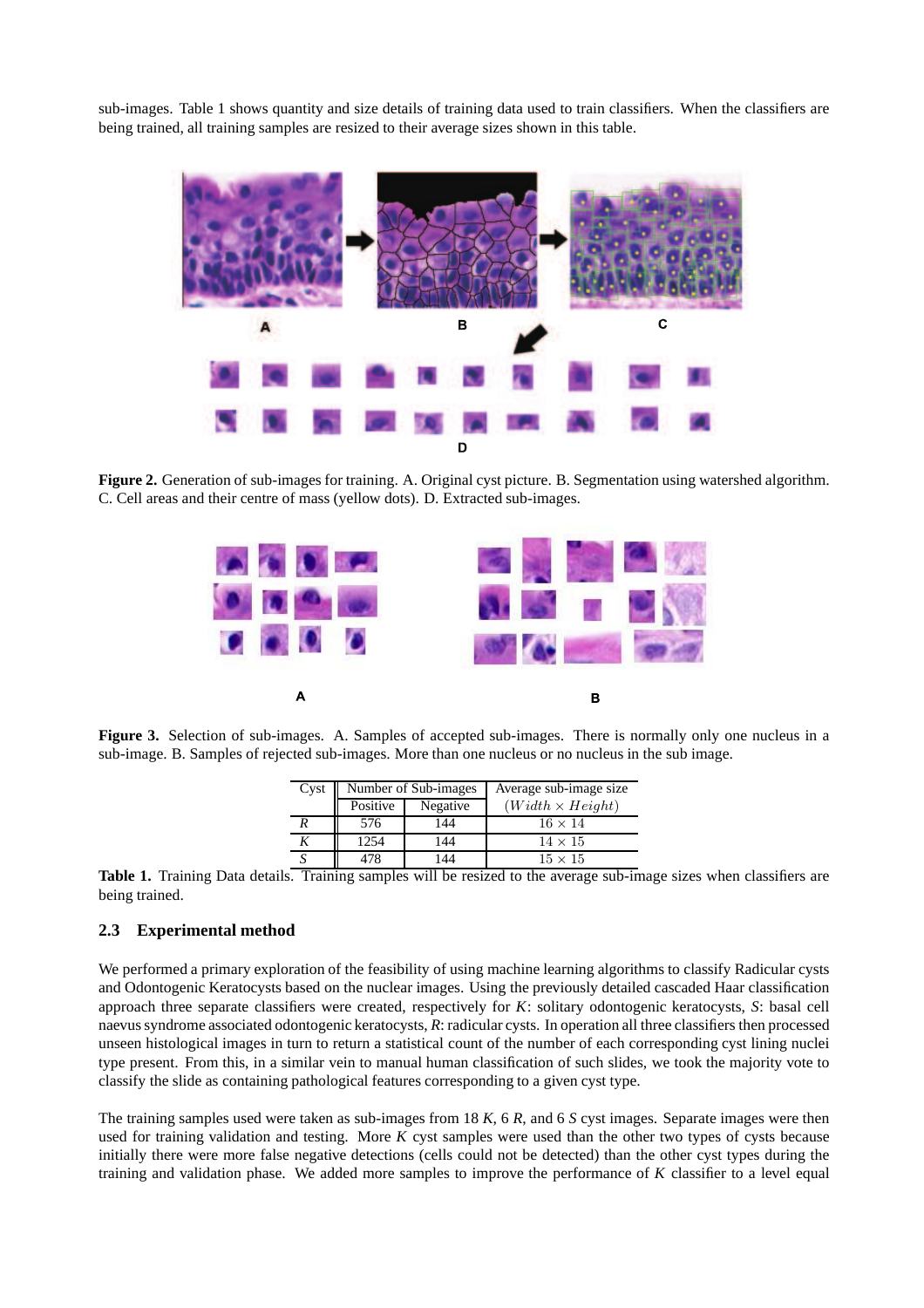sub-images. Table 1 shows quantity and size details of training data used to train classifiers. When the classifiers are being trained, all training samples are resized to their average sizes shown in this table.

**Figure 2.** Generation of sub-images for training. A. Original cyst picture. B. Segmentation using watershed algorithm. C. Cell areas and their centre of mass (yellow dots). D. Extracted sub-images.

**Figure 3.** Selection of sub-images. A. Samples of accepted sub-images. There is normally only one nucleus in a sub-image. B. Samples of rejected sub-images. More than one nucleus or no nucleus in the sub image.

| Cyst | Number of Sub-images | | Average sub-image size |
|---|---|---|---|
| | Positive | Negative | $(Width \times Height)$ |
| *R* | 576 | 144 | $16 \times 14$ |
| *K* | 1254 | 144 | $14 \times 15$ |
| *S* | 478 | 144 | $15 \times 15$ |

**Table 1.** Training Data details. Training samples will be resized to the average sub-image sizes when classifiers are being trained.

### 2.3 Experimental method

We performed a primary exploration of the feasibility of using machine learning algorithms to classify Radicular cysts and Odontogenic Keratocysts based on the nuclear images. Using the previously detailed cascaded Haar classification approach three separate classifiers were created, respectively for *K*: solitary odontogenic keratocysts, *S*: basal cell naevus syndrome associated odontogenic keratocysts, *R*: radicular cysts. In operation all three classifiers then processed unseen histological images in turn to return a statistical count of the number of each corresponding cyst lining nuclei type present. From this, in a similar vein to manual human classification of such slides, we took the majority vote to classify the slide as containing pathological features corresponding to a given cyst type.

The training samples used were taken as sub-images from 18 *K*, 6 *R*, and 6 *S* cyst images. Separate images were then used for training validation and testing. More *K* cyst samples were used than the other two types of cysts because initially there were more false negative detections (cells could not be detected) than the other cyst types during the training and validation phase. We added more samples to improve the performance of *K* classifier to a level equal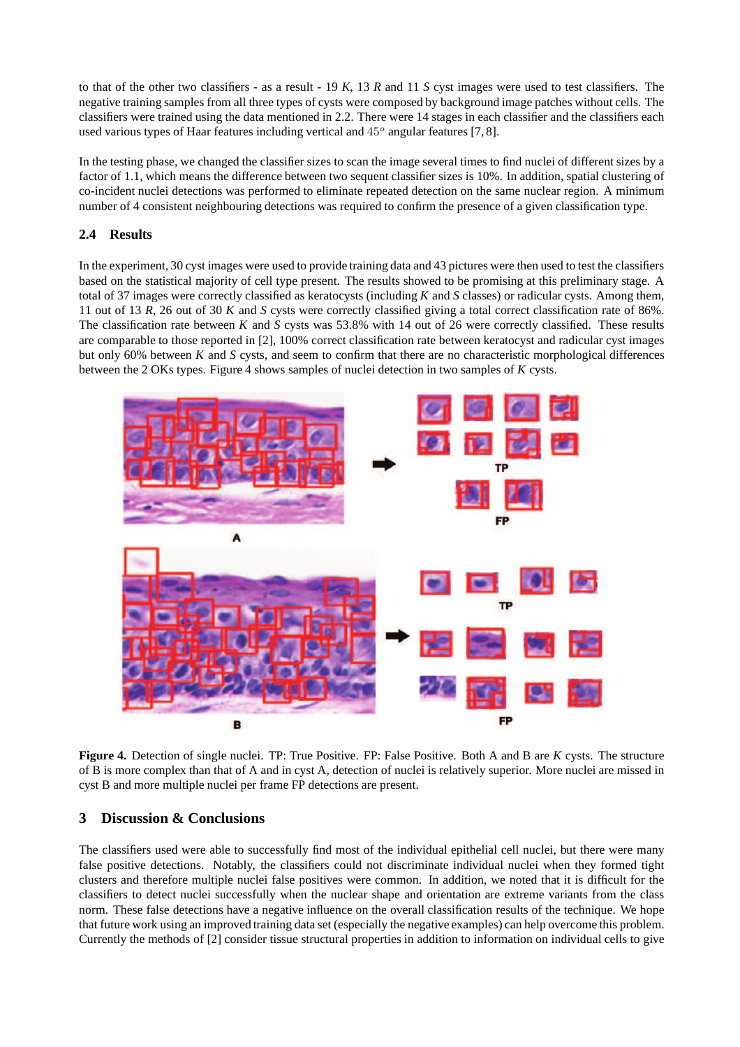to that of the other two classifiers - as a result - 19 *K*, 13 *R* and 11 *S* cyst images were used to test classifiers. The negative training samples from all three types of cysts were composed by background image patches without cells. The classifiers were trained using the data mentioned in 2.2. There were 14 stages in each classifier and the classifiers each used various types of Haar features including vertical and $45^o$ angular features [7, 8].

In the testing phase, we changed the classifier sizes to scan the image several times to find nuclei of different sizes by a factor of 1.1, which means the difference between two sequent classifier sizes is 10%. In addition, spatial clustering of co-incident nuclei detections was performed to eliminate repeated detection on the same nuclear region. A minimum number of 4 consistent neighbouring detections was required to confirm the presence of a given classification type.

### 2.4 Results

In the experiment, 30 cyst images were used to provide training data and 43 pictures were then used to test the classifiers based on the statistical majority of cell type present. The results showed to be promising at this preliminary stage. A total of 37 images were correctly classified as keratocysts (including *K* and *S* classes) or radicular cysts. Among them, 11 out of 13 *R*, 26 out of 30 *K* and *S* cysts were correctly classified giving a total correct classification rate of 86%. The classification rate between *K* and *S* cysts was 53.8% with 14 out of 26 were correctly classified. These results are comparable to those reported in [2], 100% correct classification rate between keratocyst and radicular cyst images but only 60% between *K* and *S* cysts, and seem to confirm that there are no characteristic morphological differences between the 2 OKs types. Figure 4 shows samples of nuclei detection in two samples of *K* cysts.

**Figure 4.** Detection of single nuclei. TP: True Positive. FP: False Positive. Both A and B are *K* cysts. The structure of B is more complex than that of A and in cyst A, detection of nuclei is relatively superior. More nuclei are missed in cyst B and more multiple nuclei per frame FP detections are present.

## 3 Discussion & Conclusions

The classifiers used were able to successfully find most of the individual epithelial cell nuclei, but there were many false positive detections. Notably, the classifiers could not discriminate individual nuclei when they formed tight clusters and therefore multiple nuclei false positives were common. In addition, we noted that it is difficult for the classifiers to detect nuclei successfully when the nuclear shape and orientation are extreme variants from the class norm. These false detections have a negative influence on the overall classification results of the technique. We hope that future work using an improved training data set (especially the negative examples) can help overcome this problem. Currently the methods of [2] consider tissue structural properties in addition to information on individual cells to give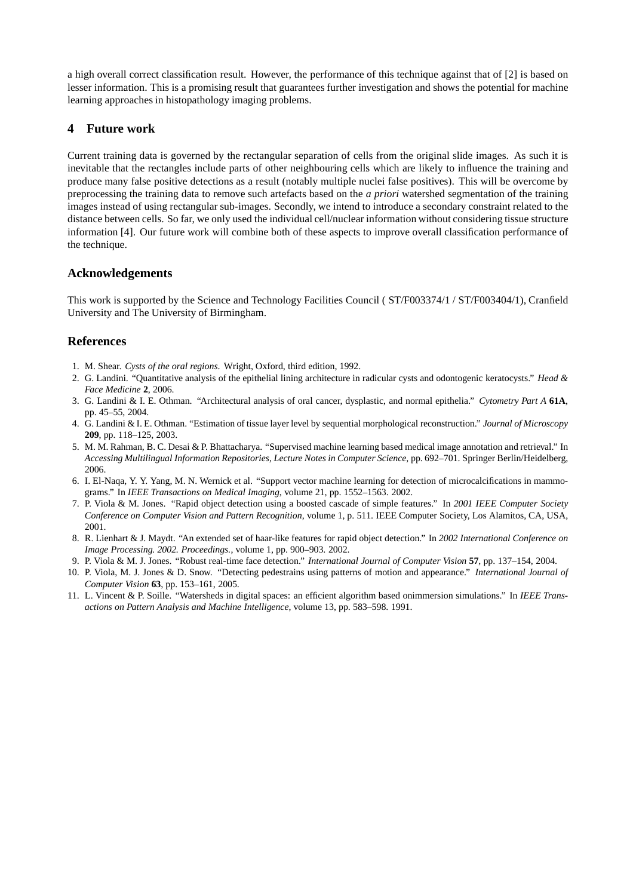a high overall correct classification result. However, the performance of this technique against that of [2] is based on lesser information. This is a promising result that guarantees further investigation and shows the potential for machine learning approaches in histopathology imaging problems.

## 4 Future work

Current training data is governed by the rectangular separation of cells from the original slide images. As such it is inevitable that the rectangles include parts of other neighbouring cells which are likely to influence the training and produce many false positive detections as a result (notably multiple nuclei false positives). This will be overcome by preprocessing the training data to remove such artefacts based on the *a priori* watershed segmentation of the training images instead of using rectangular sub-images. Secondly, we intend to introduce a secondary constraint related to the distance between cells. So far, we only used the individual cell/nuclear information without considering tissue structure information [4]. Our future work will combine both of these aspects to improve overall classification performance of the technique.

## Acknowledgements

This work is supported by the Science and Technology Facilities Council ( ST/F003374/1 / ST/F003404/1), Cranfield University and The University of Birmingham.

## References

1. M. Shear. *Cysts of the oral regions*. Wright, Oxford, third edition, 1992.
2. G. Landini. "Quantitative analysis of the epithelial lining architecture in radicular cysts and odontogenic keratocysts." *Head & Face Medicine* **2**, 2006.
3. G. Landini & I. E. Othman. "Architectural analysis of oral cancer, dysplastic, and normal epithelia." *Cytometry Part A* **61A**, pp. 45–55, 2004.
4. G. Landini & I. E. Othman. "Estimation of tissue layer level by sequential morphological reconstruction." *Journal of Microscopy* **209**, pp. 118–125, 2003.
5. M. M. Rahman, B. C. Desai & P. Bhattacharya. "Supervised machine learning based medical image annotation and retrieval." In *Accessing Multilingual Information Repositories, Lecture Notes in Computer Science*, pp. 692–701. Springer Berlin/Heidelberg, 2006.
6. I. El-Naqa, Y. Y. Yang, M. N. Wernick et al. "Support vector machine learning for detection of microcalcifications in mammograms." In *IEEE Transactions on Medical Imaging*, volume 21, pp. 1552–1563. 2002.
7. P. Viola & M. Jones. "Rapid object detection using a boosted cascade of simple features." In *2001 IEEE Computer Society Conference on Computer Vision and Pattern Recognition*, volume 1, p. 511. IEEE Computer Society, Los Alamitos, CA, USA, 2001.
8. R. Lienhart & J. Maydt. "An extended set of haar-like features for rapid object detection." In *2002 International Conference on Image Processing. 2002. Proceedings.*, volume 1, pp. 900–903. 2002.
9. P. Viola & M. J. Jones. "Robust real-time face detection." *International Journal of Computer Vision* **57**, pp. 137–154, 2004.
10. P. Viola, M. J. Jones & D. Snow. "Detecting pedestrains using patterns of motion and appearance." *International Journal of Computer Vision* **63**, pp. 153–161, 2005.
11. L. Vincent & P. Soille. "Watersheds in digital spaces: an efficient algorithm based onimmersion simulations." In *IEEE Transactions on Pattern Analysis and Machine Intelligence*, volume 13, pp. 583–598. 1991.